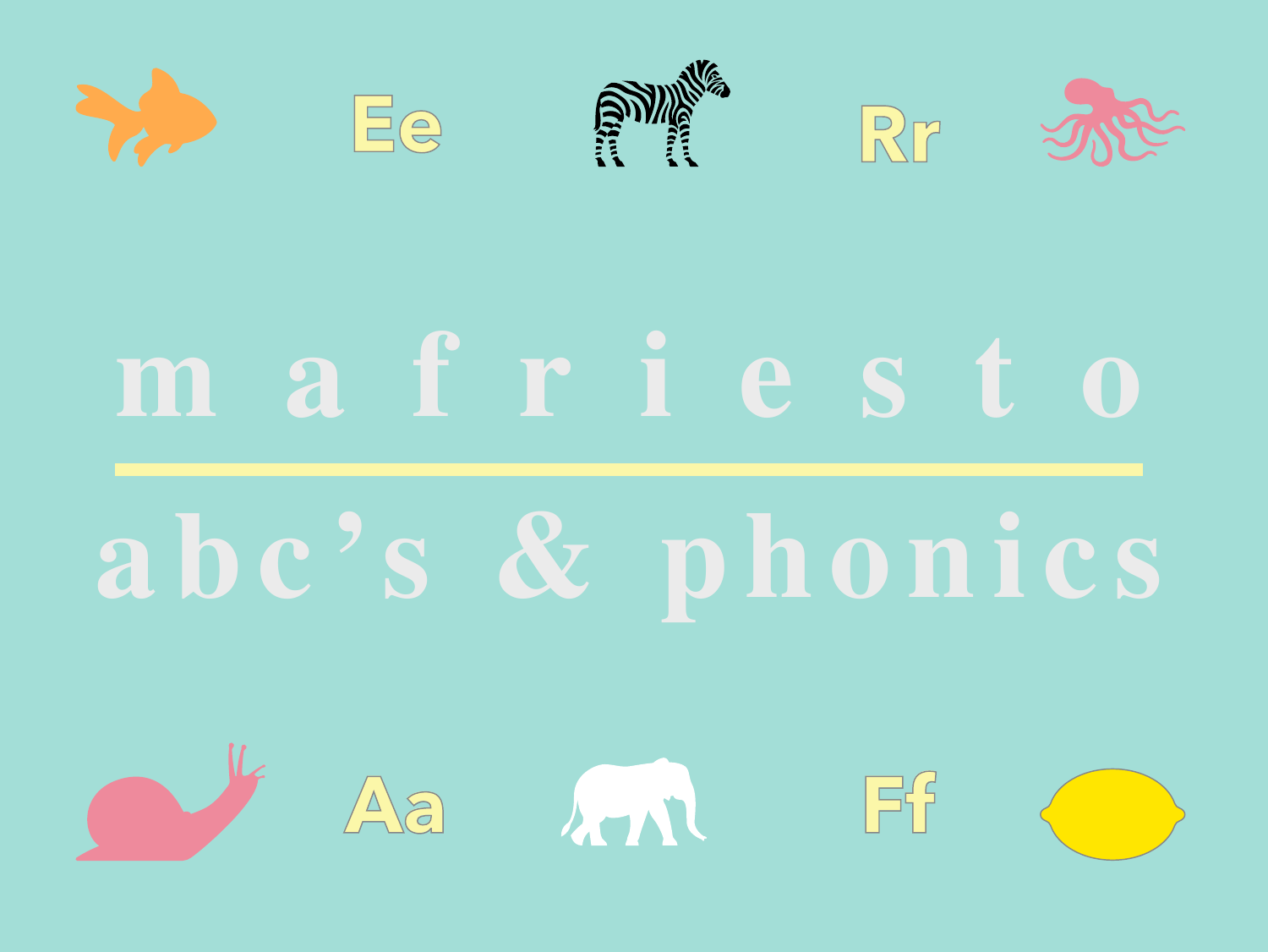Ee

Rr

# m a f r i e s t o

## abc's & phonics

Aa

Ff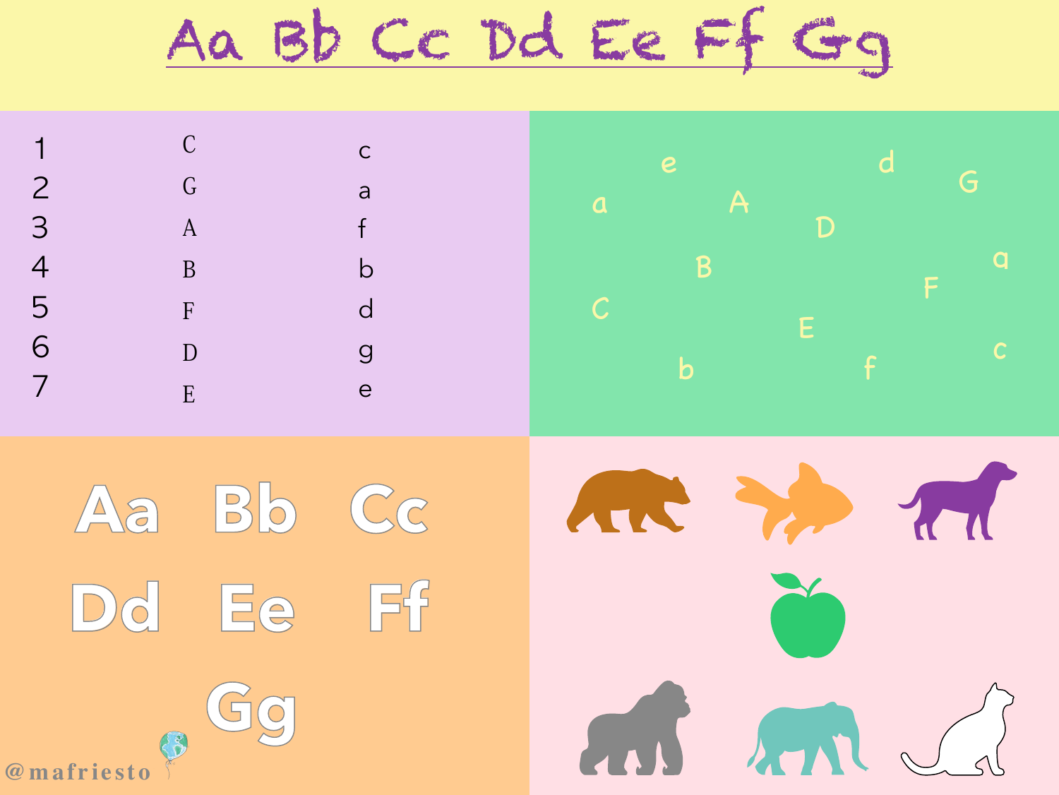# Aa Bb Cc Dd Ee Ff Gg

| | | |
|---|---|---|
| 1 | C | c |
| 2 | G | a |
| 3 | A | f |
| 4 | B | b |
| 5 | F | d |
| 6 | D | g |
| 7 | E | e |

e d G a A D a B F C E c b f

Aa Bb Cc

Dd Ee Ff

Gg

@mafriesto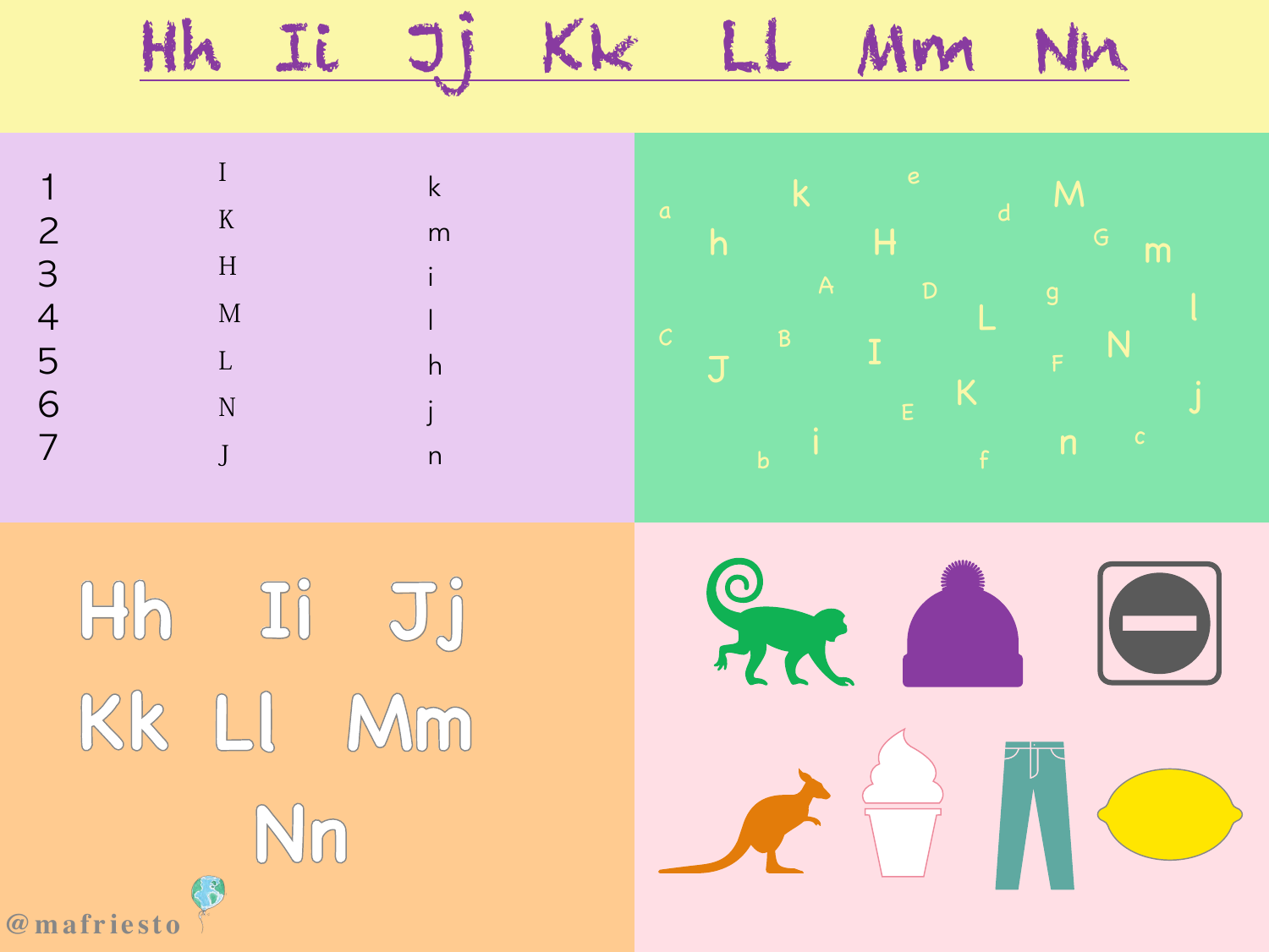# Hh Ii Jj Kk Ll Mm Nn

| | | |
|---|---|---|
| 1 | I | k |
| 2 | K | m |
| 3 | H | i |
| 4 | M | l |
| 5 | L | h |
| 6 | N | j |
| 7 | J | n |

a k e d M h H G m A D g l C B L J I F N E K j b i f n c

Hh Ii Jj

Kk Ll Mm

Nn

@mafriesto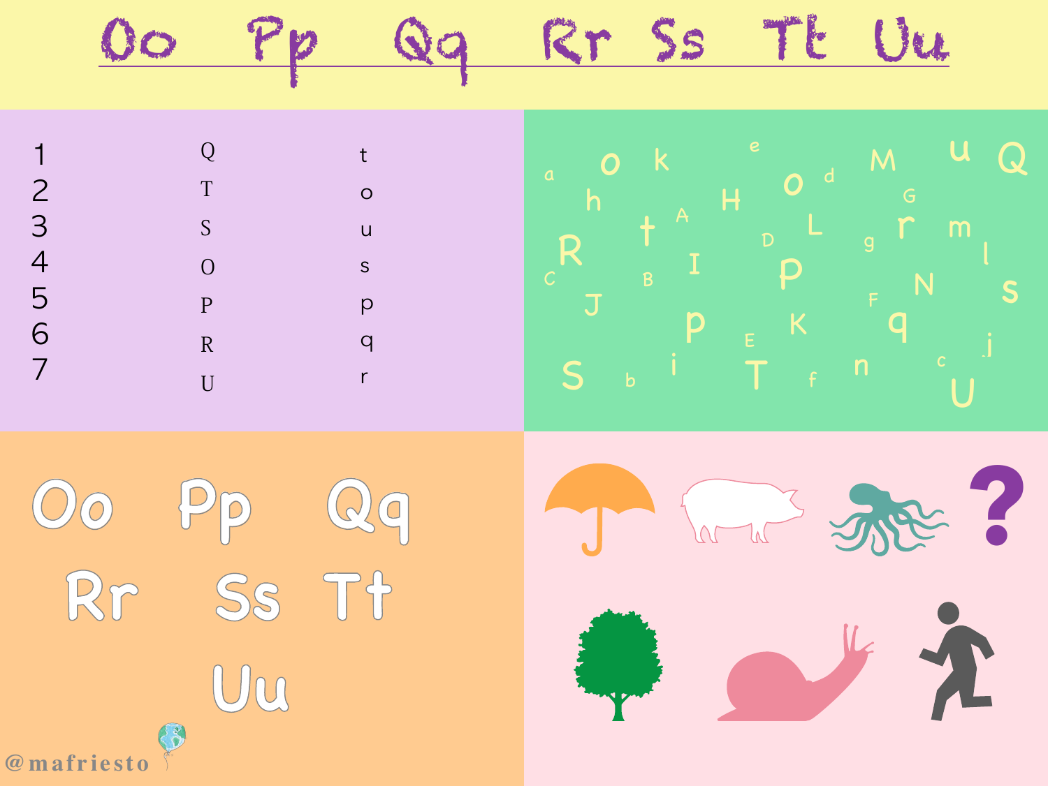# Oo Pp Qq Rr Ss Tt Uu

| | | |
|---|---|---|
| 1 | Q | t |
| 2 | T | o |
| 3 | S | u |
| 4 | O | s |
| 5 | P | p |
| 6 | R | q |
| 7 | U | r |

a o k e M u Q
h H o d G
A L
R t D g r m
C B I P l
J N s
F
p K q
E j
S b i T f n c U

Oo Pp Qq

Rr Ss Tt

Uu

@mafriesto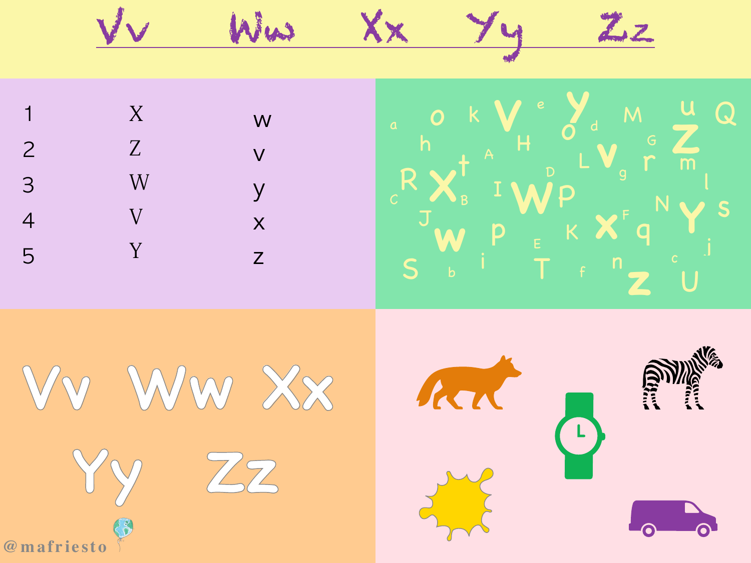# Vv Ww Xx Yy Zz

| | | |
|---|---|---|
| 1 | X | w |
| 2 | Z | v |
| 3 | W | y |
| 4 | V | x |
| 5 | Y | z |

a o k V e y u Q
h o d M
H G Z
A L V r m
R X t D g l
C B I W P N S
J Y
w p K X F q
E j
S b i T f n c Z U

Vv Ww Xx
Yy Zz

@mafriesto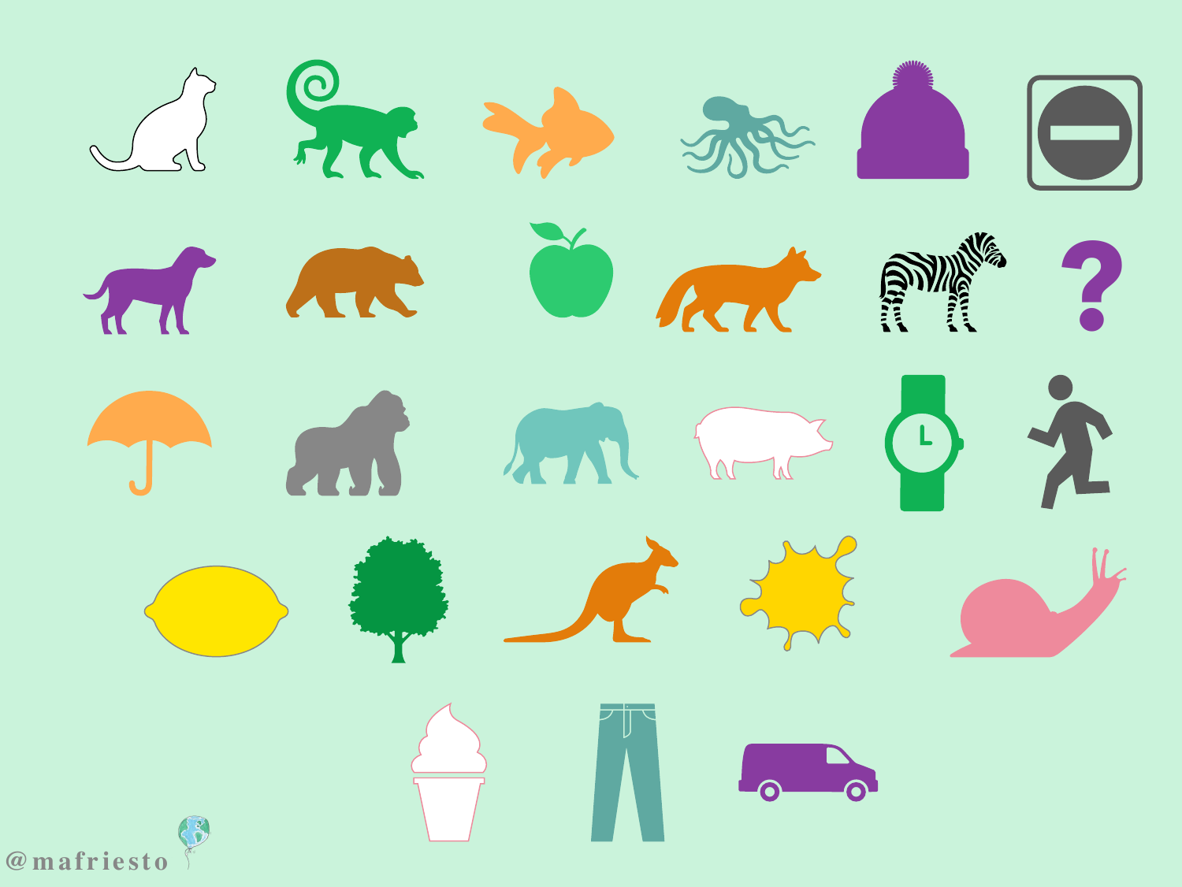@mafriesto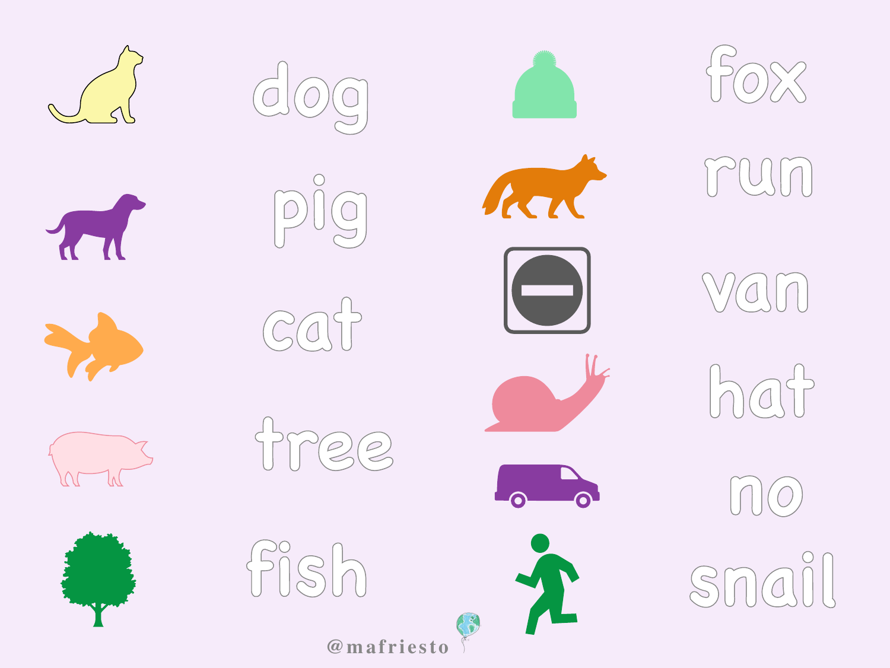dog

pig

cat

tree

fish

fox

run

van

hat

no

snail

@mafriesto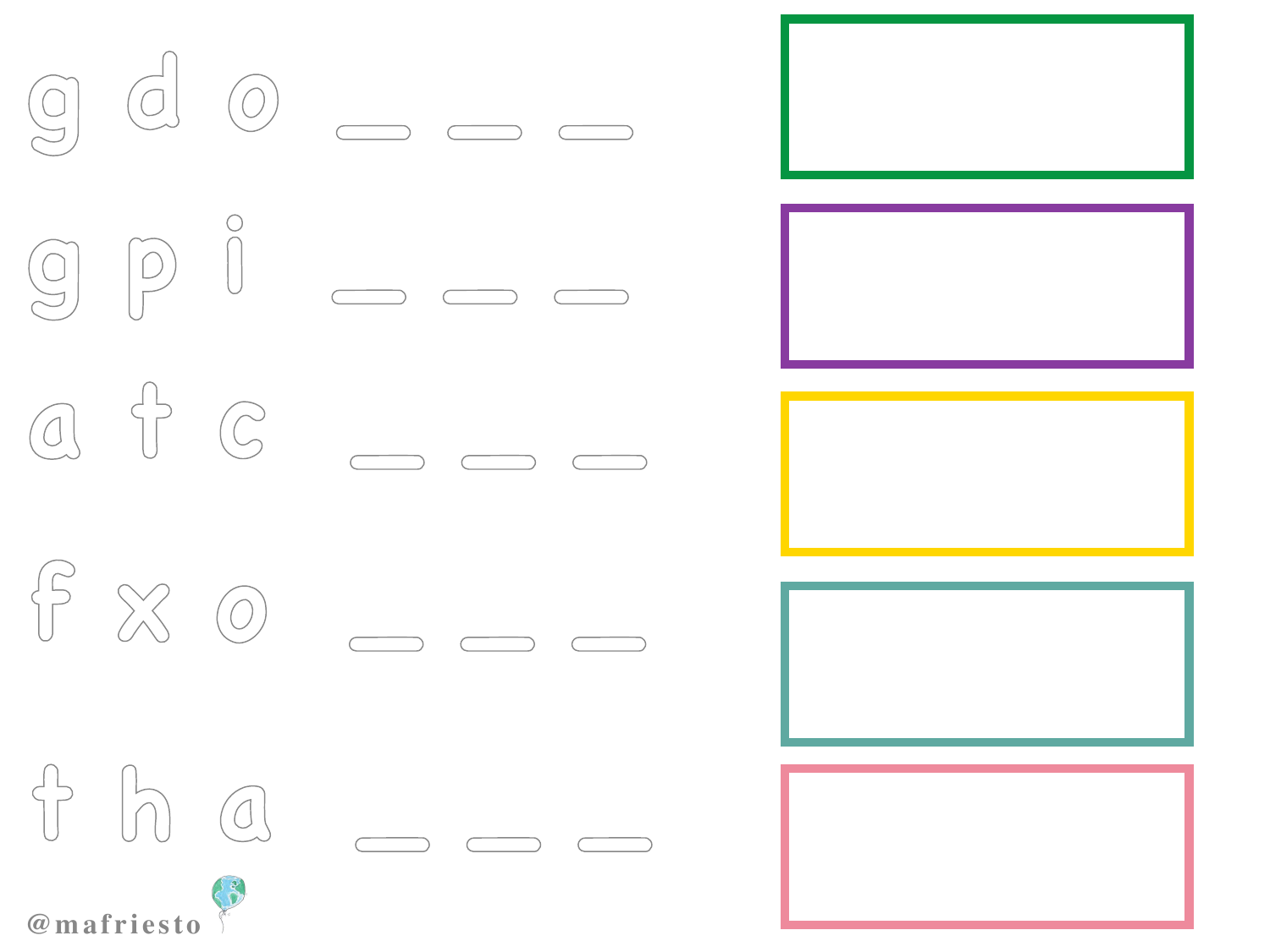g d o _ _ _

g p i _ _ _

a t c _ _ _

f x o _ _ _

t h a _ _ _

@mafriesto